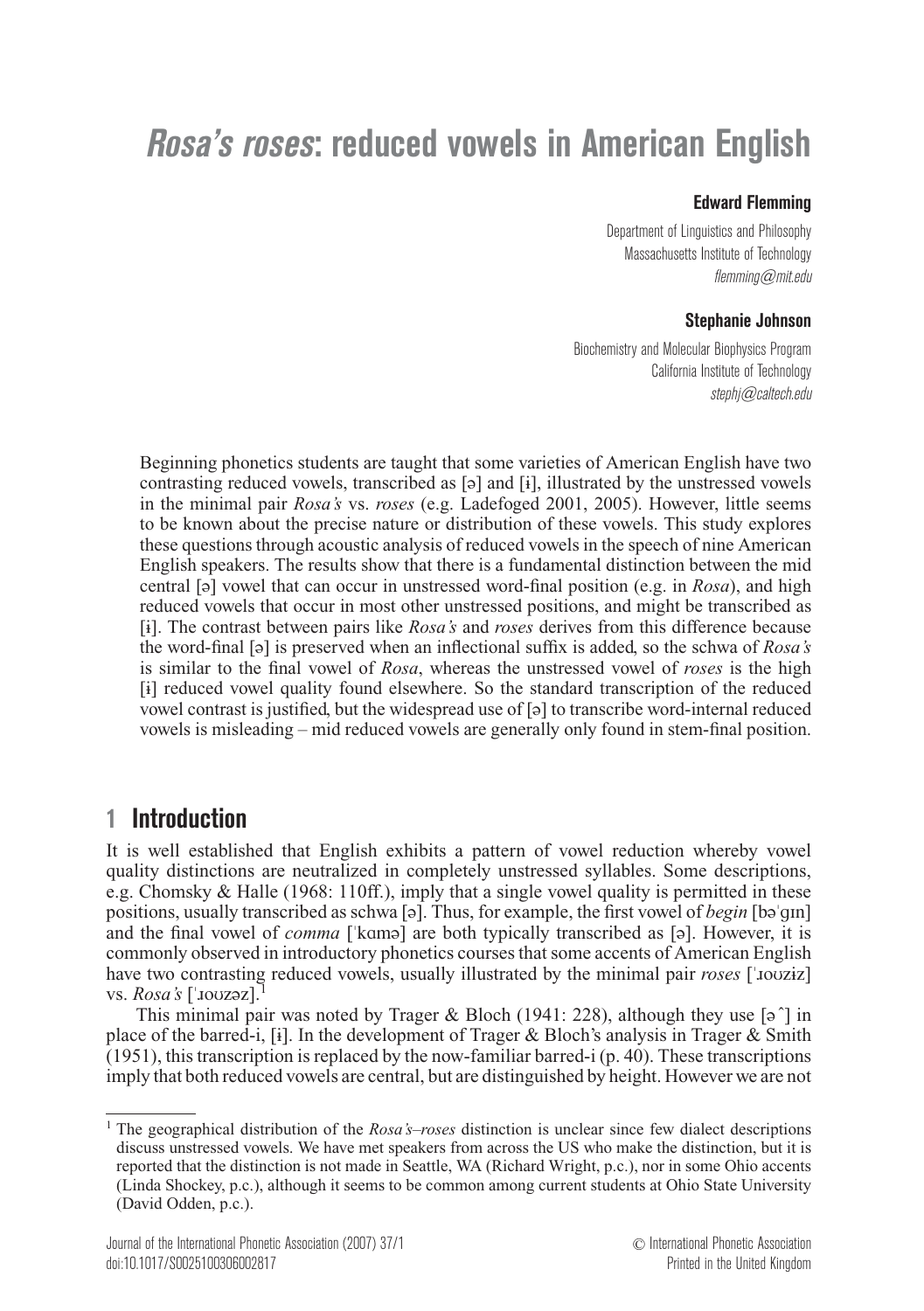# *Rosa's roses*: reduced vowels in American English

**Edward Flemming**

Department of Linguistics and Philosophy
Massachusetts Institute of Technology
*flemming@mit.edu*

**Stephanie Johnson**

Biochemistry and Molecular Biophysics Program
California Institute of Technology
*stephj@caltech.edu*

Beginning phonetics students are taught that some varieties of American English have two contrasting reduced vowels, transcribed as [ə] and [ɨ], illustrated by the unstressed vowels in the minimal pair *Rosa's* vs. *roses* (e.g. Ladefoged 2001, 2005). However, little seems to be known about the precise nature or distribution of these vowels. This study explores these questions through acoustic analysis of reduced vowels in the speech of nine American English speakers. The results show that there is a fundamental distinction between the mid central [ə] vowel that can occur in unstressed word-final position (e.g. in *Rosa*), and high reduced vowels that occur in most other unstressed positions, and might be transcribed as [ɨ]. The contrast between pairs like *Rosa's* and *roses* derives from this difference because the word-final [ə] is preserved when an inflectional suffix is added, so the schwa of *Rosa's* is similar to the final vowel of *Rosa*, whereas the unstressed vowel of *roses* is the high [ɨ] reduced vowel quality found elsewhere. So the standard transcription of the reduced vowel contrast is justified, but the widespread use of [ə] to transcribe word-internal reduced vowels is misleading – mid reduced vowels are generally only found in stem-final position.

## 1 Introduction

It is well established that English exhibits a pattern of vowel reduction whereby vowel quality distinctions are neutralized in completely unstressed syllables. Some descriptions, e.g. Chomsky & Halle (1968: 110ff.), imply that a single vowel quality is permitted in these positions, usually transcribed as schwa [ə]. Thus, for example, the first vowel of *begin* [bəˈɡɪn] and the final vowel of *comma* [ˈkɑmə] are both typically transcribed as [ə]. However, it is commonly observed in introductory phonetics courses that some accents of American English have two contrasting reduced vowels, usually illustrated by the minimal pair *roses* [ˈɹoʊzɨz] vs. *Rosa's* [ˈɹoʊzəz].[1]

This minimal pair was noted by Trager & Bloch (1941: 228), although they use [əˆ] in place of the barred-i, [ɨ]. In the development of Trager & Bloch's analysis in Trager & Smith (1951), this transcription is replaced by the now-familiar barred-i (p. 40). These transcriptions imply that both reduced vowels are central, but are distinguished by height. However we are not

[1] The geographical distribution of the *Rosa's–roses* distinction is unclear since few dialect descriptions discuss unstressed vowels. We have met speakers from across the US who make the distinction, but it is reported that the distinction is not made in Seattle, WA (Richard Wright, p.c.), nor in some Ohio accents (Linda Shockey, p.c.), although it seems to be common among current students at Ohio State University (David Odden, p.c.).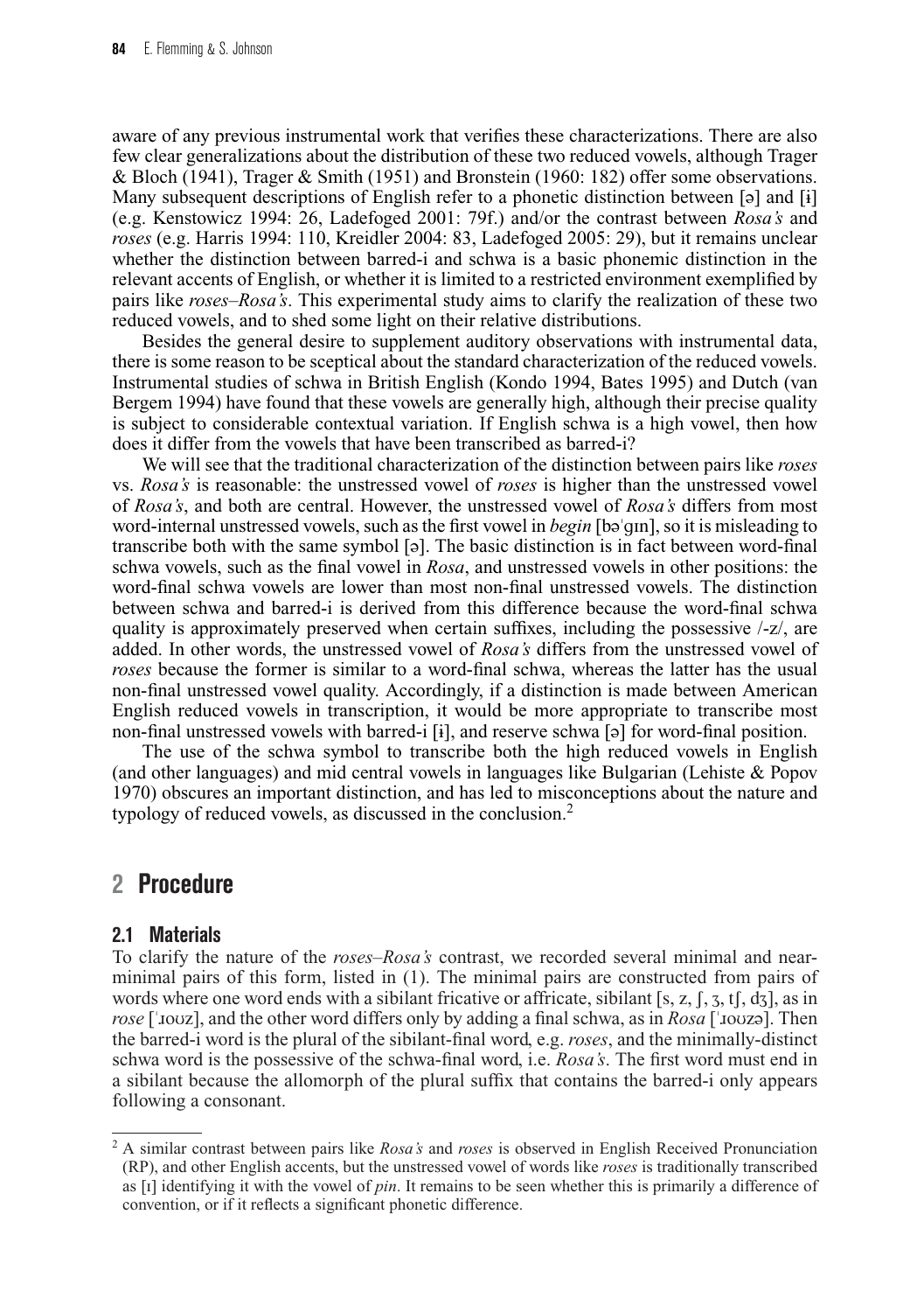aware of any previous instrumental work that verifies these characterizations. There are also few clear generalizations about the distribution of these two reduced vowels, although Trager & Bloch (1941), Trager & Smith (1951) and Bronstein (1960: 182) offer some observations. Many subsequent descriptions of English refer to a phonetic distinction between [ə] and [ɨ] (e.g. Kenstowicz 1994: 26, Ladefoged 2001: 79f.) and/or the contrast between *Rosa's* and *roses* (e.g. Harris 1994: 110, Kreidler 2004: 83, Ladefoged 2005: 29), but it remains unclear whether the distinction between barred-i and schwa is a basic phonemic distinction in the relevant accents of English, or whether it is limited to a restricted environment exemplified by pairs like *roses*–*Rosa's*. This experimental study aims to clarify the realization of these two reduced vowels, and to shed some light on their relative distributions.

Besides the general desire to supplement auditory observations with instrumental data, there is some reason to be sceptical about the standard characterization of the reduced vowels. Instrumental studies of schwa in British English (Kondo 1994, Bates 1995) and Dutch (van Bergem 1994) have found that these vowels are generally high, although their precise quality is subject to considerable contextual variation. If English schwa is a high vowel, then how does it differ from the vowels that have been transcribed as barred-i?

We will see that the traditional characterization of the distinction between pairs like *roses* vs. *Rosa's* is reasonable: the unstressed vowel of *roses* is higher than the unstressed vowel of *Rosa's*, and both are central. However, the unstressed vowel of *Rosa's* differs from most word-internal unstressed vowels, such as the first vowel in *begin* [bəˈɡɪn], so it is misleading to transcribe both with the same symbol [ə]. The basic distinction is in fact between word-final schwa vowels, such as the final vowel in *Rosa*, and unstressed vowels in other positions: the word-final schwa vowels are lower than most non-final unstressed vowels. The distinction between schwa and barred-i is derived from this difference because the word-final schwa quality is approximately preserved when certain suffixes, including the possessive /-z/, are added. In other words, the unstressed vowel of *Rosa's* differs from the unstressed vowel of *roses* because the former is similar to a word-final schwa, whereas the latter has the usual non-final unstressed vowel quality. Accordingly, if a distinction is made between American English reduced vowels in transcription, it would be more appropriate to transcribe most non-final unstressed vowels with barred-i [ɨ], and reserve schwa [ə] for word-final position.

The use of the schwa symbol to transcribe both the high reduced vowels in English (and other languages) and mid central vowels in languages like Bulgarian (Lehiste & Popov 1970) obscures an important distinction, and has led to misconceptions about the nature and typology of reduced vowels, as discussed in the conclusion.[2]

## 2 Procedure

### 2.1 Materials

To clarify the nature of the *roses*–*Rosa's* contrast, we recorded several minimal and near-minimal pairs of this form, listed in (1). The minimal pairs are constructed from pairs of words where one word ends with a sibilant fricative or affricate, sibilant [s, z, ʃ, ʒ, tʃ, dʒ], as in *rose* [ˈɹoʊz], and the other word differs only by adding a final schwa, as in *Rosa* [ˈɹoʊzə]. Then the barred-i word is the plural of the sibilant-final word, e.g. *roses*, and the minimally-distinct schwa word is the possessive of the schwa-final word, i.e. *Rosa's*. The first word must end in a sibilant because the allomorph of the plural suffix that contains the barred-i only appears following a consonant.

---

[2] A similar contrast between pairs like *Rosa's* and *roses* is observed in English Received Pronunciation (RP), and other English accents, but the unstressed vowel of words like *roses* is traditionally transcribed as [ɪ] identifying it with the vowel of *pin*. It remains to be seen whether this is primarily a difference of convention, or if it reflects a significant phonetic difference.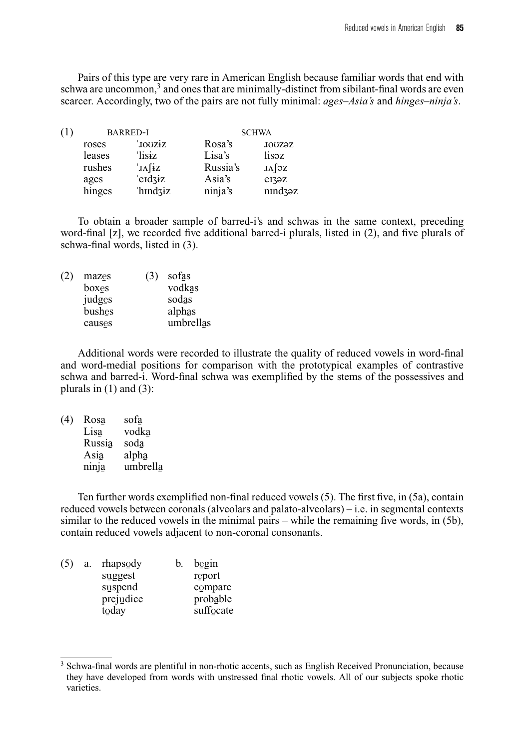Pairs of this type are very rare in American English because familiar words that end with schwa are uncommon,[3] and ones that are minimally-distinct from sibilant-final words are even scarcer. Accordingly, two of the pairs are not fully minimal: *ages–Asia's* and *hinges–ninja's*.

(1)

| BARRED-I | | SCHWA | |
|---|---|---|---|
| roses | ˈɹoʊzɨz | Rosa's | ˈɹoʊzəz |
| leases | ˈlisɨz | Lisa's | ˈlisəz |
| rushes | ˈɹʌʃɨz | Russia's | ˈɹʌʃəz |
| ages | ˈeɪdʒɨz | Asia's | ˈeɪʒəz |
| hinges | ˈhɪndʒɨz | ninja's | ˈnɪndʒəz |

To obtain a broader sample of barred-i's and schwas in the same context, preceding word-final [z], we recorded five additional barred-i plurals, listed in (2), and five plurals of schwa-final words, listed in (3).

| (2) | | (3) | |
|---|---|---|---|
| | maz<u>e</u>s | | sof<u>a</u>s |
| | box<u>e</u>s | | vodk<u>a</u>s |
| | judg<u>e</u>s | | sod<u>a</u>s |
| | bush<u>e</u>s | | alph<u>a</u>s |
| | caus<u>e</u>s | | umbrell<u>a</u>s |

Additional words were recorded to illustrate the quality of reduced vowels in word-final and word-medial positions for comparison with the prototypical examples of contrastive schwa and barred-i. Word-final schwa was exemplified by the stems of the possessives and plurals in (1) and (3):

(4)

| | |
|---|---|
| Ros<u>a</u> | sof<u>a</u> |
| Lis<u>a</u> | vodk<u>a</u> |
| Russi<u>a</u> | sod<u>a</u> |
| Asi<u>a</u> | alph<u>a</u> |
| ninj<u>a</u> | umbrell<u>a</u> |

Ten further words exemplified non-final reduced vowels (5). The first five, in (5a), contain reduced vowels between coronals (alveolars and palato-alveolars) – i.e. in segmental contexts similar to the reduced vowels in the minimal pairs – while the remaining five words, in (5b), contain reduced vowels adjacent to non-coronal consonants.

(5)

| a. | b. |
|---|---|
| rhaps<u>o</u>dy | b<u>e</u>gin |
| s<u>u</u>ggest | r<u>e</u>port |
| s<u>u</u>spend | c<u>o</u>mpare |
| prej<u>u</u>dice | prob<u>a</u>ble |
| t<u>o</u>day | suff<u>o</u>cate |

[3] Schwa-final words are plentiful in non-rhotic accents, such as English Received Pronunciation, because they have developed from words with unstressed final rhotic vowels. All of our subjects spoke rhotic varieties.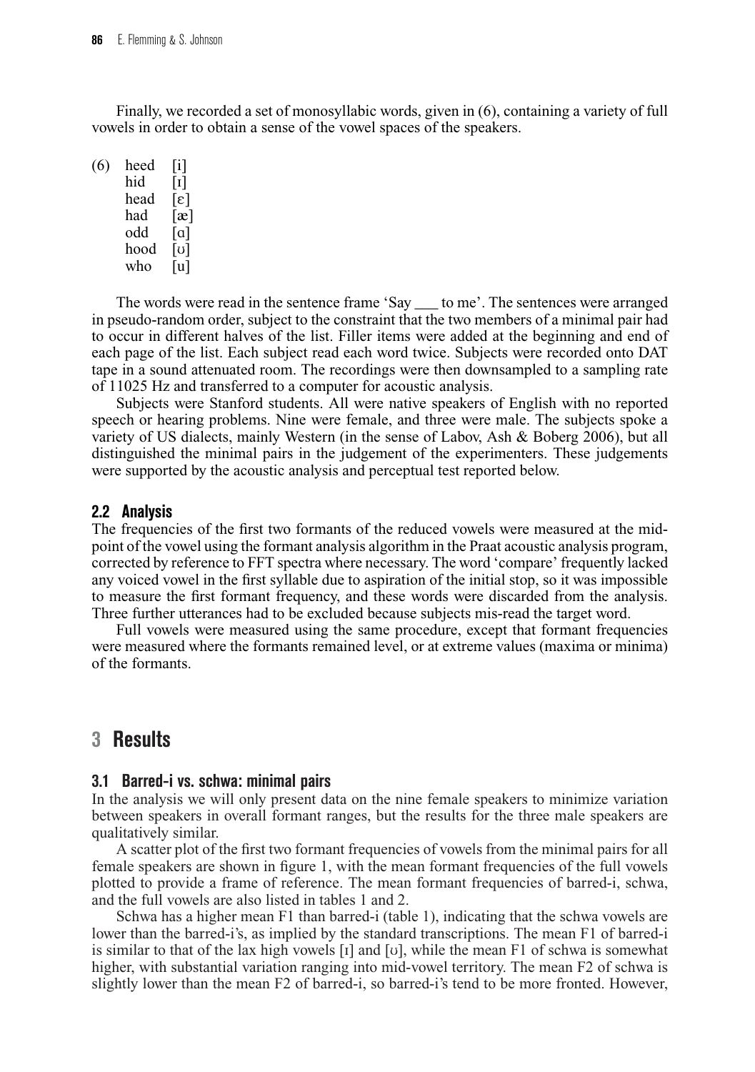Finally, we recorded a set of monosyllabic words, given in (6), containing a variety of full vowels in order to obtain a sense of the vowel spaces of the speakers.

(6) heed [i]
hid [ɪ]
head [ɛ]
had [æ]
odd [ɑ]
hood [ʊ]
who [u]

The words were read in the sentence frame 'Say ___ to me'. The sentences were arranged in pseudo-random order, subject to the constraint that the two members of a minimal pair had to occur in different halves of the list. Filler items were added at the beginning and end of each page of the list. Each subject read each word twice. Subjects were recorded onto DAT tape in a sound attenuated room. The recordings were then downsampled to a sampling rate of 11025 Hz and transferred to a computer for acoustic analysis.

Subjects were Stanford students. All were native speakers of English with no reported speech or hearing problems. Nine were female, and three were male. The subjects spoke a variety of US dialects, mainly Western (in the sense of Labov, Ash & Boberg 2006), but all distinguished the minimal pairs in the judgement of the experimenters. These judgements were supported by the acoustic analysis and perceptual test reported below.

### 2.2 Analysis

The frequencies of the first two formants of the reduced vowels were measured at the mid-point of the vowel using the formant analysis algorithm in the Praat acoustic analysis program, corrected by reference to FFT spectra where necessary. The word 'compare' frequently lacked any voiced vowel in the first syllable due to aspiration of the initial stop, so it was impossible to measure the first formant frequency, and these words were discarded from the analysis. Three further utterances had to be excluded because subjects mis-read the target word.

Full vowels were measured using the same procedure, except that formant frequencies were measured where the formants remained level, or at extreme values (maxima or minima) of the formants.

## 3 Results

### 3.1 Barred-i vs. schwa: minimal pairs

In the analysis we will only present data on the nine female speakers to minimize variation between speakers in overall formant ranges, but the results for the three male speakers are qualitatively similar.

A scatter plot of the first two formant frequencies of vowels from the minimal pairs for all female speakers are shown in figure 1, with the mean formant frequencies of the full vowels plotted to provide a frame of reference. The mean formant frequencies of barred-i, schwa, and the full vowels are also listed in tables 1 and 2.

Schwa has a higher mean F1 than barred-i (table 1), indicating that the schwa vowels are lower than the barred-i's, as implied by the standard transcriptions. The mean F1 of barred-i is similar to that of the lax high vowels [ɪ] and [ʊ], while the mean F1 of schwa is somewhat higher, with substantial variation ranging into mid-vowel territory. The mean F2 of schwa is slightly lower than the mean F2 of barred-i, so barred-i's tend to be more fronted. However,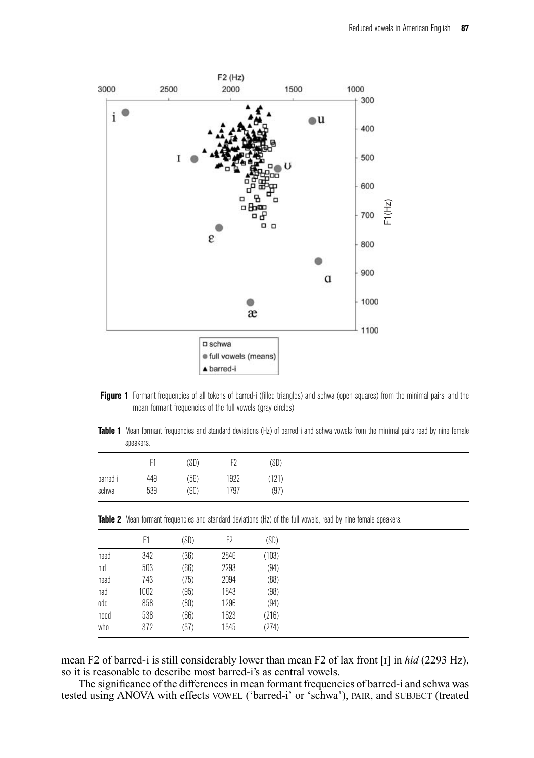F2 (Hz)

3000 2500 2000 1500 1000

300 400 500 600 700 800 900 1000 1100

F1(Hz)

i ɪ ɛ æ ɑ ʊ u

□ schwa
● full vowels (means)
▲ barred-i

**Figure 1** Formant frequencies of all tokens of barred-i (filled triangles) and schwa (open squares) from the minimal pairs, and the mean formant frequencies of the full vowels (gray circles).

**Table 1** Mean formant frequencies and standard deviations (Hz) of barred-i and schwa vowels from the minimal pairs read by nine female speakers.

| | F1 | (SD) | F2 | (SD) |
|---|---|---|---|---|
| barred-i | 449 | (56) | 1922 | (121) |
| schwa | 539 | (90) | 1797 | (97) |

**Table 2** Mean formant frequencies and standard deviations (Hz) of the full vowels, read by nine female speakers.

| | F1 | (SD) | F2 | (SD) |
|---|---|---|---|---|
| heed | 342 | (36) | 2846 | (103) |
| hid | 503 | (66) | 2293 | (94) |
| head | 743 | (75) | 2094 | (88) |
| had | 1002 | (95) | 1843 | (98) |
| odd | 858 | (80) | 1296 | (94) |
| hood | 538 | (66) | 1623 | (216) |
| who | 372 | (37) | 1345 | (274) |

mean F2 of barred-i is still considerably lower than mean F2 of lax front [ɪ] in *hid* (2293 Hz), so it is reasonable to describe most barred-i's as central vowels.

The significance of the differences in mean formant frequencies of barred-i and schwa was tested using ANOVA with effects VOWEL ('barred-i' or 'schwa'), PAIR, and SUBJECT (treated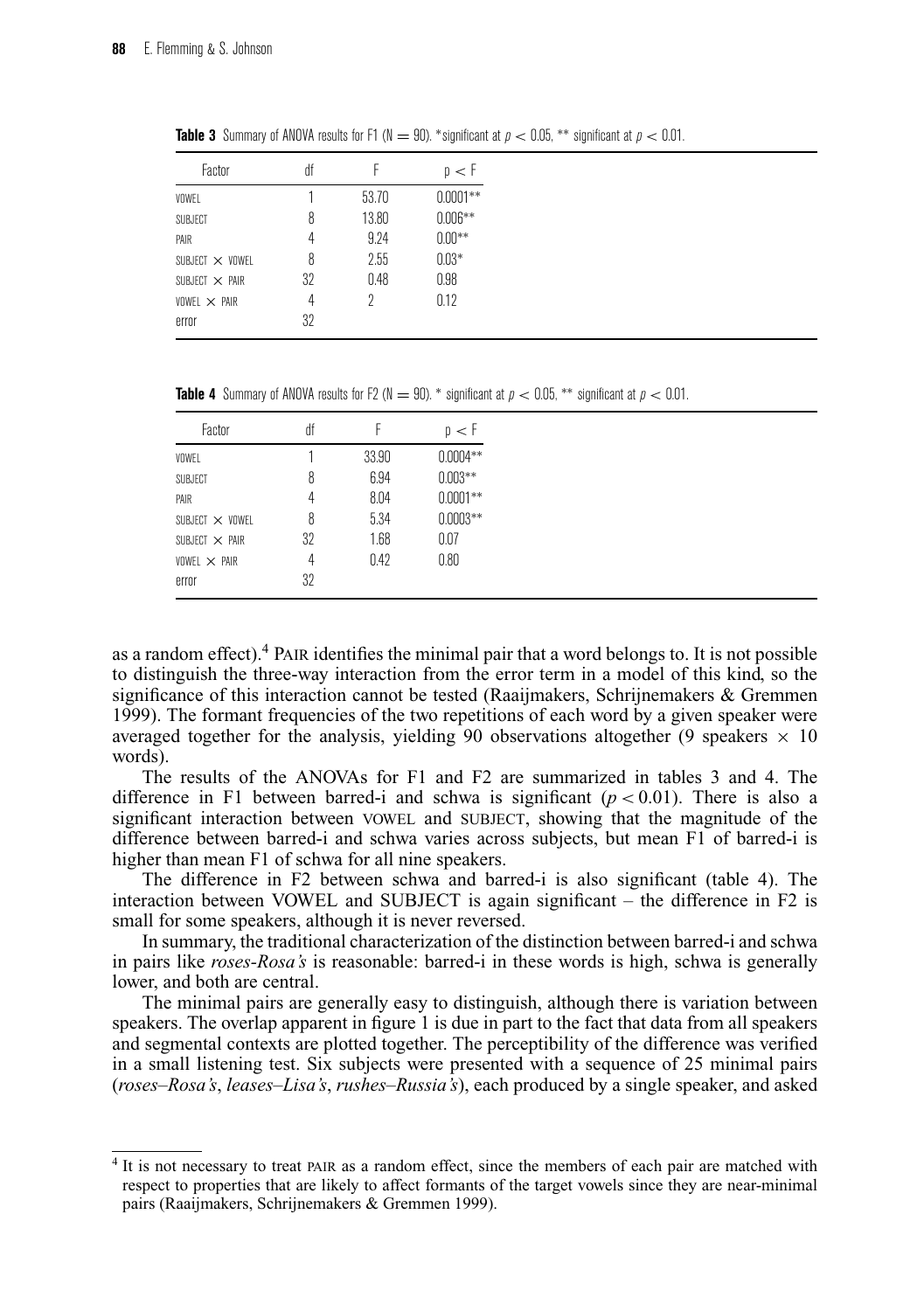**Table 3** Summary of ANOVA results for F1 (N = 90). *significant at $p < 0.05$, ** significant at $p < 0.01$.

| Factor | df | F | p < F |
|---|---|---|---|
| VOWEL | 1 | 53.70 | 0.0001** |
| SUBJECT | 8 | 13.80 | 0.006** |
| PAIR | 4 | 9.24 | 0.00** |
| SUBJECT × VOWEL | 8 | 2.55 | 0.03* |
| SUBJECT × PAIR | 32 | 0.48 | 0.98 |
| VOWEL × PAIR | 4 | 2 | 0.12 |
| error | 32 | | |

**Table 4** Summary of ANOVA results for F2 (N = 90). * significant at $p < 0.05$, ** significant at $p < 0.01$.

| Factor | df | F | p < F |
|---|---|---|---|
| VOWEL | 1 | 33.90 | 0.0004** |
| SUBJECT | 8 | 6.94 | 0.003** |
| PAIR | 4 | 8.04 | 0.0001** |
| SUBJECT × VOWEL | 8 | 5.34 | 0.0003** |
| SUBJECT × PAIR | 32 | 1.68 | 0.07 |
| VOWEL × PAIR | 4 | 0.42 | 0.80 |
| error | 32 | | |

as a random effect).[4] PAIR identifies the minimal pair that a word belongs to. It is not possible to distinguish the three-way interaction from the error term in a model of this kind, so the significance of this interaction cannot be tested (Raaijmakers, Schrijnemakers & Gremmen 1999). The formant frequencies of the two repetitions of each word by a given speaker were averaged together for the analysis, yielding 90 observations altogether (9 speakers × 10 words).

The results of the ANOVAs for F1 and F2 are summarized in tables 3 and 4. The difference in F1 between barred-i and schwa is significant ($p < 0.01$). There is also a significant interaction between VOWEL and SUBJECT, showing that the magnitude of the difference between barred-i and schwa varies across subjects, but mean F1 of barred-i is higher than mean F1 of schwa for all nine speakers.

The difference in F2 between schwa and barred-i is also significant (table 4). The interaction between VOWEL and SUBJECT is again significant – the difference in F2 is small for some speakers, although it is never reversed.

In summary, the traditional characterization of the distinction between barred-i and schwa in pairs like *roses-Rosa's* is reasonable: barred-i in these words is high, schwa is generally lower, and both are central.

The minimal pairs are generally easy to distinguish, although there is variation between speakers. The overlap apparent in figure 1 is due in part to the fact that data from all speakers and segmental contexts are plotted together. The perceptibility of the difference was verified in a small listening test. Six subjects were presented with a sequence of 25 minimal pairs (*roses–Rosa's*, *leases–Lisa's*, *rushes–Russia's*), each produced by a single speaker, and asked

[4] It is not necessary to treat PAIR as a random effect, since the members of each pair are matched with respect to properties that are likely to affect formants of the target vowels since they are near-minimal pairs (Raaijmakers, Schrijnemakers & Gremmen 1999).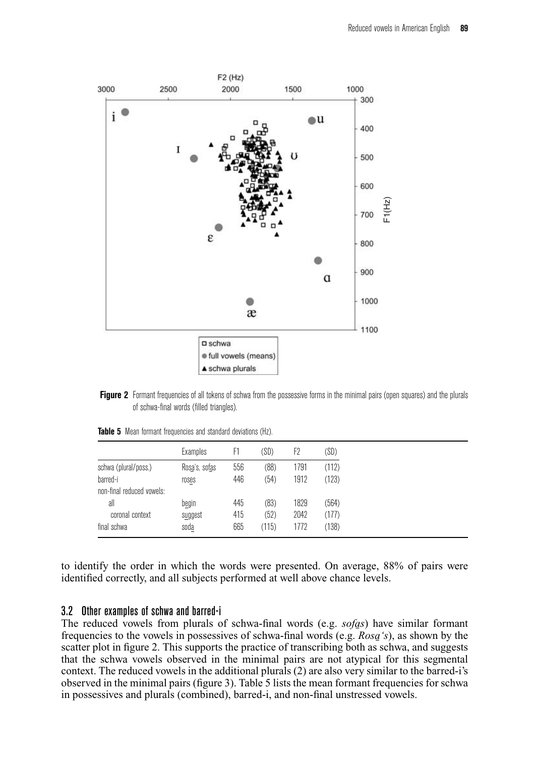F2 (Hz)

3000 2500 2000 1500 1000

300 400 500 600 700 800 900 1000 1100

F1(Hz)

i u ɪ ʊ ɛ ɑ æ

schwa

full vowels (means)

schwa plurals

**Figure 2** Formant frequencies of all tokens of schwa from the possessive forms in the minimal pairs (open squares) and the plurals of schwa-final words (filled triangles).

**Table 5** Mean formant frequencies and standard deviations (Hz).

| | Examples | F1 | (SD) | F2 | (SD) |
|---|---|---|---|---|---|
| schwa (plural/poss.) | Ros<u>a</u>'s, sof<u>a</u>s | 556 | (88) | 1791 | (112) |
| barred-i | ros<u>e</u>s | 446 | (54) | 1912 | (123) |
| non-final reduced vowels: | | | | | |
| all | b<u>e</u>gin | 445 | (83) | 1829 | (564) |
| coronal context | s<u>u</u>ggest | 415 | (52) | 2042 | (177) |
| final schwa | sod<u>a</u> | 665 | (115) | 1772 | (138) |

to identify the order in which the words were presented. On average, 88% of pairs were identified correctly, and all subjects performed at well above chance levels.

### 3.2 Other examples of schwa and barred-i

The reduced vowels from plurals of schwa-final words (e.g. *sof<u>a</u>s*) have similar formant frequencies to the vowels in possessives of schwa-final words (e.g. *Ros<u>a</u>'s*), as shown by the scatter plot in figure 2. This supports the practice of transcribing both as schwa, and suggests that the schwa vowels observed in the minimal pairs are not atypical for this segmental context. The reduced vowels in the additional plurals (2) are also very similar to the barred-i's observed in the minimal pairs (figure 3). Table 5 lists the mean formant frequencies for schwa in possessives and plurals (combined), barred-i, and non-final unstressed vowels.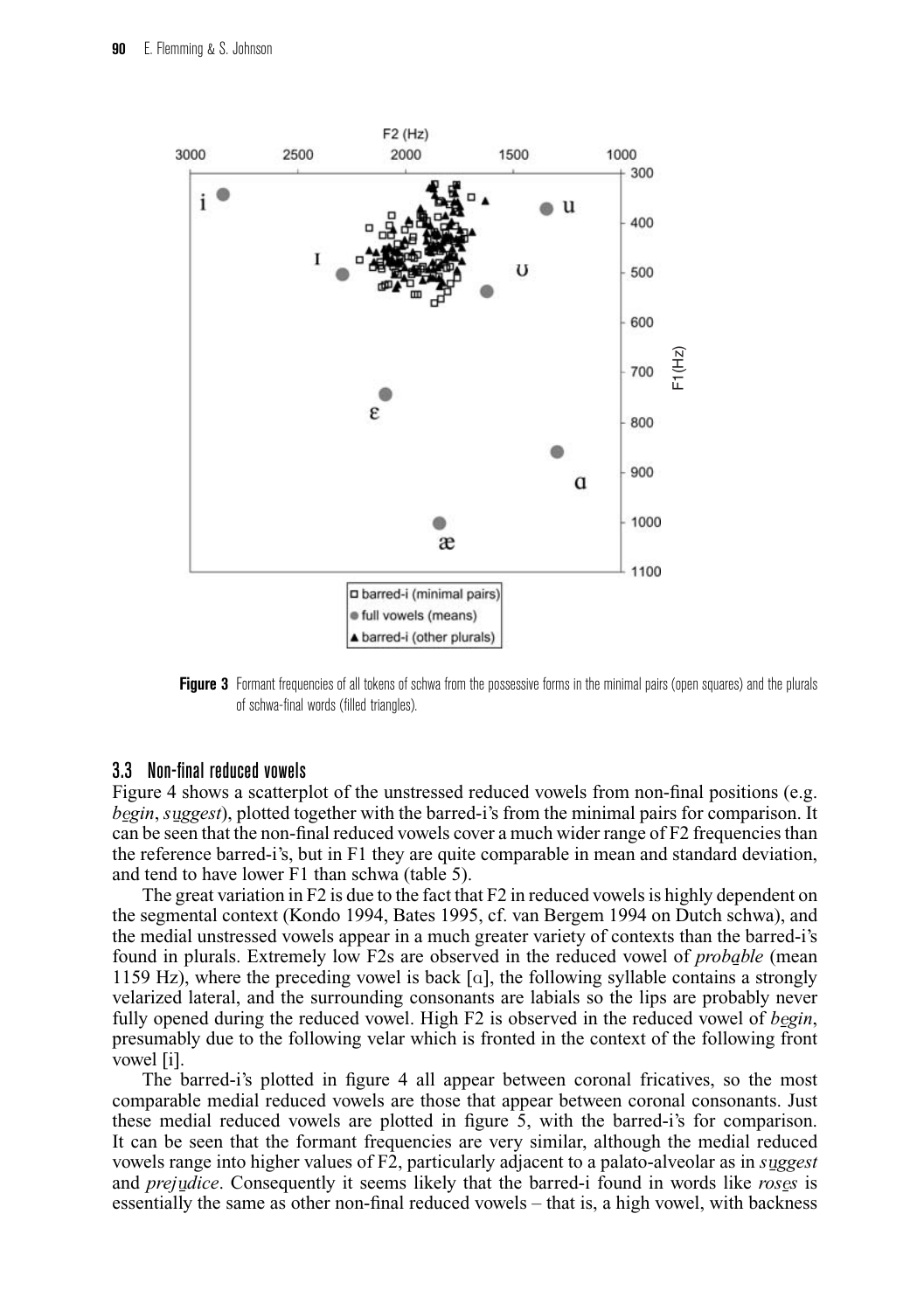F2 (Hz)
3000
2500
2000
1500
1000
300
400
500
600
700
800
900
1000
1100
F1(Hz)
i
u
ɪ
ʊ
ɛ
ɑ
æ
□ barred-i (minimal pairs)
● full vowels (means)
▲ barred-i (other plurals)

**Figure 3** Formant frequencies of all tokens of schwa from the possessive forms in the minimal pairs (open squares) and the plurals of schwa-final words (filled triangles).

### 3.3 Non-final reduced vowels

Figure 4 shows a scatterplot of the unstressed reduced vowels from non-final positions (e.g. b<u>e</u>gin, s<u>u</u>ggest), plotted together with the barred-i's from the minimal pairs for comparison. It can be seen that the non-final reduced vowels cover a much wider range of F2 frequencies than the reference barred-i's, but in F1 they are quite comparable in mean and standard deviation, and tend to have lower F1 than schwa (table 5).

The great variation in F2 is due to the fact that F2 in reduced vowels is highly dependent on the segmental context (Kondo 1994, Bates 1995, cf. van Bergem 1994 on Dutch schwa), and the medial unstressed vowels appear in a much greater variety of contexts than the barred-i's found in plurals. Extremely low F2s are observed in the reduced vowel of *prob<u>a</u>ble* (mean 1159 Hz), where the preceding vowel is back [ɑ], the following syllable contains a strongly velarized lateral, and the surrounding consonants are labials so the lips are probably never fully opened during the reduced vowel. High F2 is observed in the reduced vowel of *b<u>e</u>gin*, presumably due to the following velar which is fronted in the context of the following front vowel [i].

The barred-i's plotted in figure 4 all appear between coronal fricatives, so the most comparable medial reduced vowels are those that appear between coronal consonants. Just these medial reduced vowels are plotted in figure 5, with the barred-i's for comparison. It can be seen that the formant frequencies are very similar, although the medial reduced vowels range into higher values of F2, particularly adjacent to a palato-alveolar as in *s<u>u</u>ggest* and *prej<u>u</u>dice*. Consequently it seems likely that the barred-i found in words like *ros<u>e</u>s* is essentially the same as other non-final reduced vowels – that is, a high vowel, with backness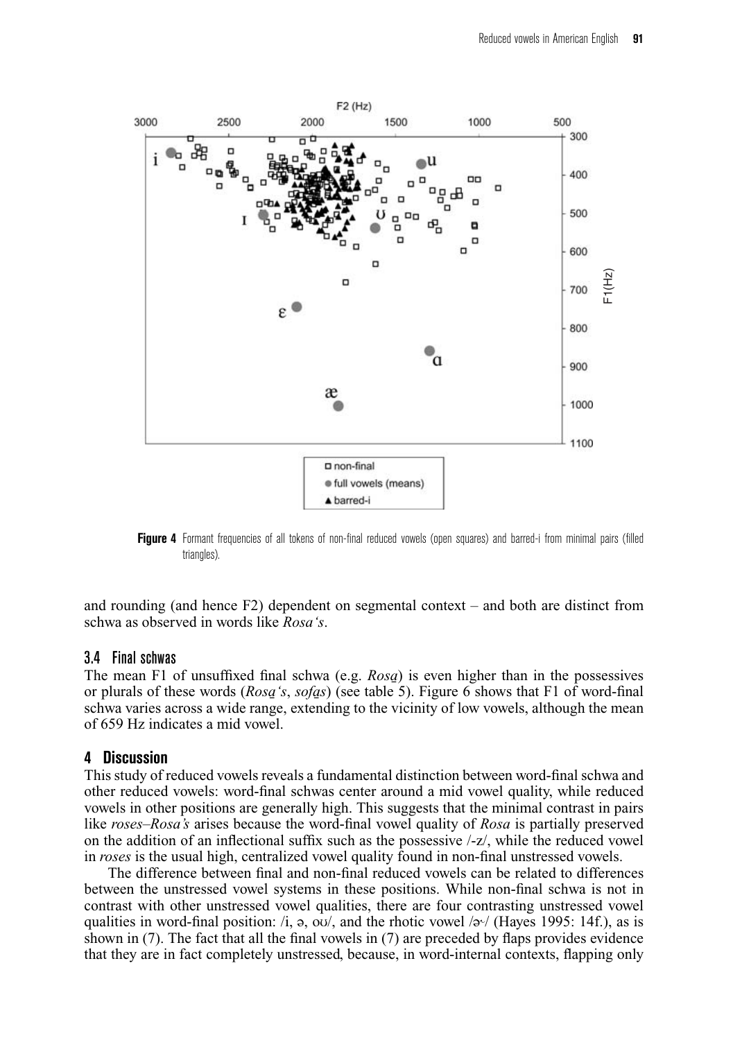F2 (Hz)

3000 2500 2000 1500 1000 500

300 400 500 600 700 800 900 1000 1100

F1(Hz)

i u ɪ ʊ ɛ ɑ æ

non-final
full vowels (means)
barred-i

**Figure 4** Formant frequencies of all tokens of non-final reduced vowels (open squares) and barred-i from minimal pairs (filled triangles).

and rounding (and hence F2) dependent on segmental context – and both are distinct from schwa as observed in words like *Rosa's*.

### 3.4 Final schwas

The mean F1 of unsuffixed final schwa (e.g. *Ros<u>a</u>*) is even higher than in the possessives or plurals of these words (*Ros<u>a</u>'s*, *sof<u>a</u>s*) (see table 5). Figure 6 shows that F1 of word-final schwa varies across a wide range, extending to the vicinity of low vowels, although the mean of 659 Hz indicates a mid vowel.

## 4 Discussion

This study of reduced vowels reveals a fundamental distinction between word-final schwa and other reduced vowels: word-final schwas center around a mid vowel quality, while reduced vowels in other positions are generally high. This suggests that the minimal contrast in pairs like *roses–Rosa's* arises because the word-final vowel quality of *Rosa* is partially preserved on the addition of an inflectional suffix such as the possessive /-z/, while the reduced vowel in *roses* is the usual high, centralized vowel quality found in non-final unstressed vowels.

The difference between final and non-final reduced vowels can be related to differences between the unstressed vowel systems in these positions. While non-final schwa is not in contrast with other unstressed vowel qualities, there are four contrasting unstressed vowel qualities in word-final position: /i, ə, oʊ/, and the rhotic vowel /ɚ/ (Hayes 1995: 14f.), as is shown in (7). The fact that all the final vowels in (7) are preceded by flaps provides evidence that they are in fact completely unstressed, because, in word-internal contexts, flapping only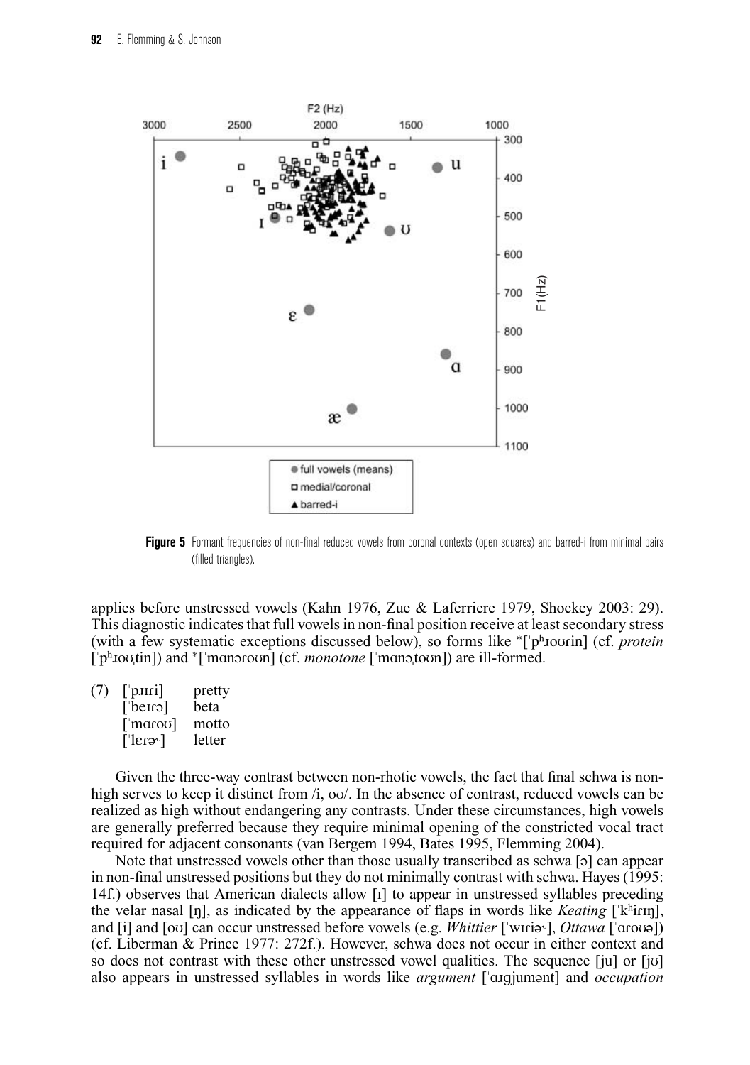F2 (Hz)

3000 2500 2000 1500 1000

300 400 500 600 700 800 900 1000 1100

F1(Hz)

i u ɪ ʊ ɛ ɑ æ

● full vowels (means)
□ medial/coronal
▲ barred-i

**Figure 5** Formant frequencies of non-final reduced vowels from coronal contexts (open squares) and barred-i from minimal pairs (filled triangles).

applies before unstressed vowels (Kahn 1976, Zue & Laferriere 1979, Shockey 2003: 29). This diagnostic indicates that full vowels in non-final position receive at least secondary stress (with a few systematic exceptions discussed below), so forms like *[ˈpʰɹoʊɾin] (cf. *protein* [ˈpʰɹoʊˌtin]) and *[ˈmɑnəɾoʊn] (cf. *monotone* [ˈmɑnəˌtoʊn]) are ill-formed.

(7) [ˈpɹɪɾi] pretty
[ˈbeɪɾə] beta
[ˈmɑɾoʊ] motto
[ˈlɛɾɚ] letter

Given the three-way contrast between non-rhotic vowels, the fact that final schwa is non-high serves to keep it distinct from /i, oʊ/. In the absence of contrast, reduced vowels can be realized as high without endangering any contrasts. Under these circumstances, high vowels are generally preferred because they require minimal opening of the constricted vocal tract required for adjacent consonants (van Bergem 1994, Bates 1995, Flemming 2004).

Note that unstressed vowels other than those usually transcribed as schwa [ə] can appear in non-final unstressed positions but they do not minimally contrast with schwa. Hayes (1995: 14f.) observes that American dialects allow [ɪ] to appear in unstressed syllables preceding the velar nasal [ŋ], as indicated by the appearance of flaps in words like *Keating* [ˈkʰiɾɪŋ], and [i] and [oʊ] can occur unstressed before vowels (e.g. *Whittier* [ˈwɪɾiɚ], *Ottawa* [ˈɑɾoʊə]) (cf. Liberman & Prince 1977: 272f.). However, schwa does not occur in either context and so does not contrast with these other unstressed vowel qualities. The sequence [ju] or [jʊ] also appears in unstressed syllables in words like *argument* [ˈɑɹgjumənt] and *occupation*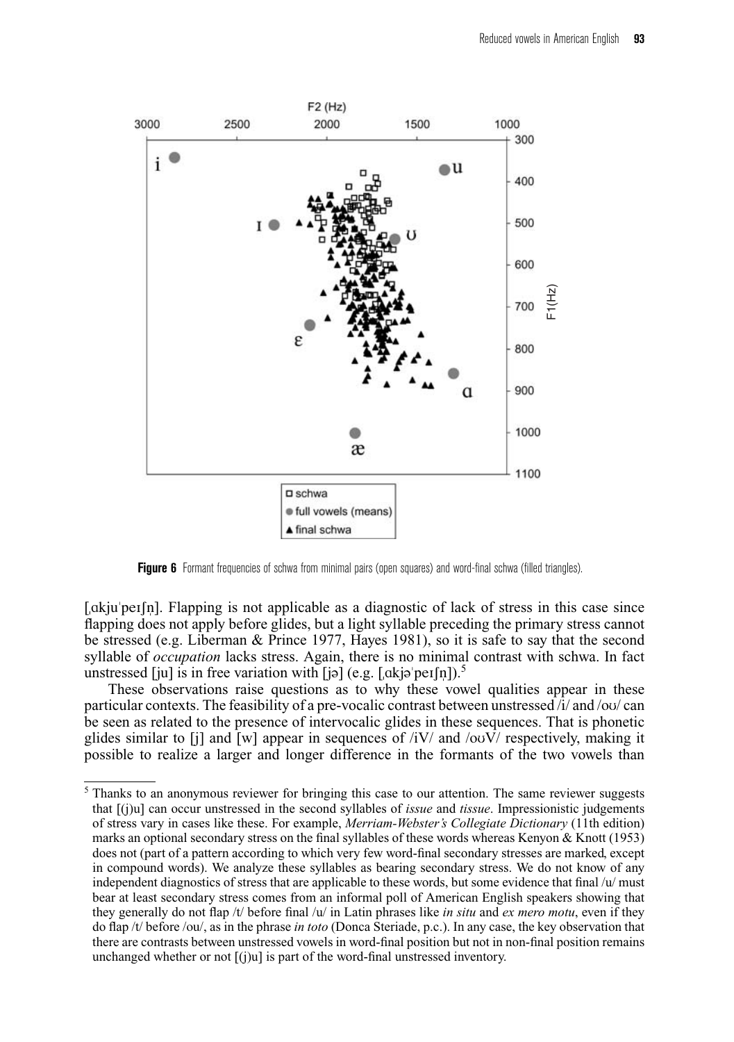F2 (Hz)

3000 2500 2000 1500 1000

300 400 500 600 700 800 900 1000 1100

F1(Hz)

i u ɪ ʊ ɛ ɑ æ

□ schwa
● full vowels (means)
▲ final schwa

**Figure 6** Formant frequencies of schwa from minimal pairs (open squares) and word-final schwa (filled triangles).

[ˌɑkjuˈpeɪʃn̩]. Flapping is not applicable as a diagnostic of lack of stress in this case since flapping does not apply before glides, but a light syllable preceding the primary stress cannot be stressed (e.g. Liberman & Prince 1977, Hayes 1981), so it is safe to say that the second syllable of *occupation* lacks stress. Again, there is no minimal contrast with schwa. In fact unstressed [ju] is in free variation with [jə] (e.g. [ˌɑkjəˈpeɪʃn̩]).[5]

These observations raise questions as to why these vowel qualities appear in these particular contexts. The feasibility of a pre-vocalic contrast between unstressed /i/ and /oʊ/ can be seen as related to the presence of intervocalic glides in these sequences. That is phonetic glides similar to [j] and [w] appear in sequences of /iV/ and /oʊV/ respectively, making it possible to realize a larger and longer difference in the formants of the two vowels than

[5] Thanks to an anonymous reviewer for bringing this case to our attention. The same reviewer suggests that [(j)u] can occur unstressed in the second syllables of *issue* and *tissue*. Impressionistic judgements of stress vary in cases like these. For example, *Merriam-Webster's Collegiate Dictionary* (11th edition) marks an optional secondary stress on the final syllables of these words whereas Kenyon & Knott (1953) does not (part of a pattern according to which very few word-final secondary stresses are marked, except in compound words). We analyze these syllables as bearing secondary stress. We do not know of any independent diagnostics of stress that are applicable to these words, but some evidence that final /u/ must bear at least secondary stress comes from an informal poll of American English speakers showing that they generally do not flap /t/ before final /u/ in Latin phrases like *in situ* and *ex mero motu*, even if they do flap /t/ before /ou/, as in the phrase *in toto* (Donca Steriade, p.c.). In any case, the key observation that there are contrasts between unstressed vowels in word-final position but not in non-final position remains unchanged whether or not [(j)u] is part of the word-final unstressed inventory.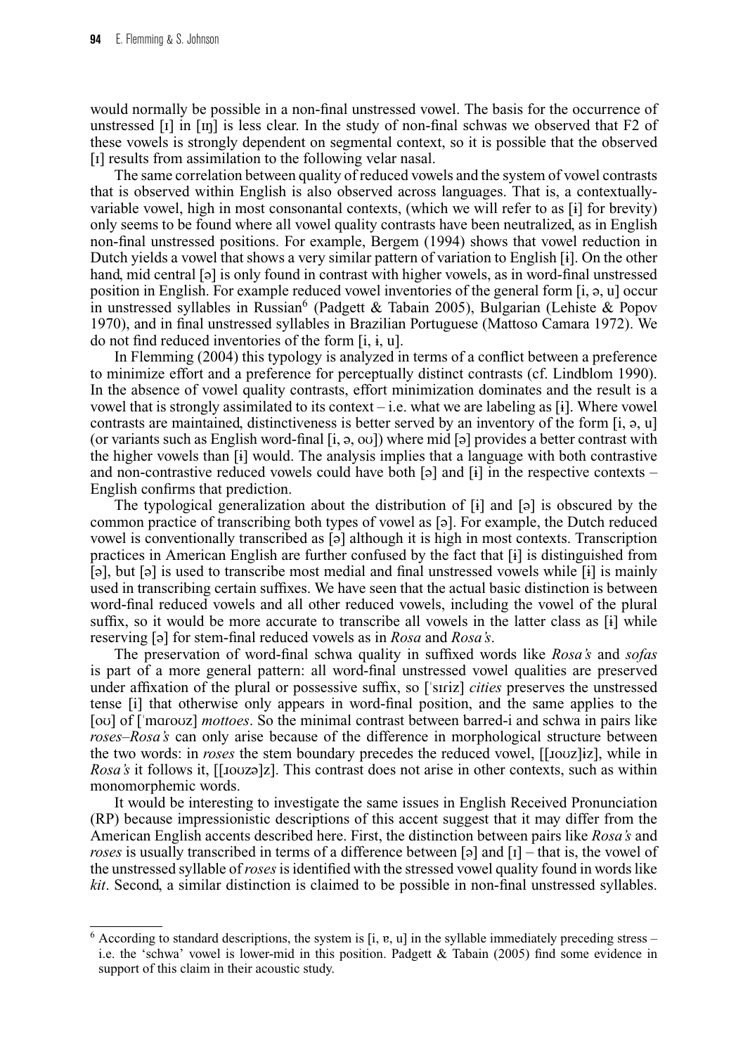would normally be possible in a non-final unstressed vowel. The basis for the occurrence of unstressed [ɪ] in [ɪŋ] is less clear. In the study of non-final schwas we observed that F2 of these vowels is strongly dependent on segmental context, so it is possible that the observed [ɪ] results from assimilation to the following velar nasal.

The same correlation between quality of reduced vowels and the system of vowel contrasts that is observed within English is also observed across languages. That is, a contextually-variable vowel, high in most consonantal contexts, (which we will refer to as [ɨ] for brevity) only seems to be found where all vowel quality contrasts have been neutralized, as in English non-final unstressed positions. For example, Bergem (1994) shows that vowel reduction in Dutch yields a vowel that shows a very similar pattern of variation to English [ɨ]. On the other hand, mid central [ə] is only found in contrast with higher vowels, as in word-final unstressed position in English. For example reduced vowel inventories of the general form [i, ə, u] occur in unstressed syllables in Russian[6] (Padgett & Tabain 2005), Bulgarian (Lehiste & Popov 1970), and in final unstressed syllables in Brazilian Portuguese (Mattoso Camara 1972). We do not find reduced inventories of the form [i, ɨ, u].

In Flemming (2004) this typology is analyzed in terms of a conflict between a preference to minimize effort and a preference for perceptually distinct contrasts (cf. Lindblom 1990). In the absence of vowel quality contrasts, effort minimization dominates and the result is a vowel that is strongly assimilated to its context – i.e. what we are labeling as [ɨ]. Where vowel contrasts are maintained, distinctiveness is better served by an inventory of the form [i, ə, u] (or variants such as English word-final [i, ə, oʊ]) where mid [ə] provides a better contrast with the higher vowels than [ɨ] would. The analysis implies that a language with both contrastive and non-contrastive reduced vowels could have both [ə] and [ɨ] in the respective contexts – English confirms that prediction.

The typological generalization about the distribution of [ɨ] and [ə] is obscured by the common practice of transcribing both types of vowel as [ə]. For example, the Dutch reduced vowel is conventionally transcribed as [ə] although it is high in most contexts. Transcription practices in American English are further confused by the fact that [ɨ] is distinguished from [ə], but [ə] is used to transcribe most medial and final unstressed vowels while [ɨ] is mainly used in transcribing certain suffixes. We have seen that the actual basic distinction is between word-final reduced vowels and all other reduced vowels, including the vowel of the plural suffix, so it would be more accurate to transcribe all vowels in the latter class as [ɨ] while reserving [ə] for stem-final reduced vowels as in *Rosa* and *Rosa's*.

The preservation of word-final schwa quality in suffixed words like *Rosa's* and *sofas* is part of a more general pattern: all word-final unstressed vowel qualities are preserved under affixation of the plural or possessive suffix, so [ˈsɪɾiz] *cities* preserves the unstressed tense [i] that otherwise only appears in word-final position, and the same applies to the [oʊ] of [ˈmɑɾoʊz] *mottoes*. So the minimal contrast between barred-i and schwa in pairs like *roses–Rosa's* can only arise because of the difference in morphological structure between the two words: in *roses* the stem boundary precedes the reduced vowel, [[ɹoʊz]ɨz], while in *Rosa's* it follows it, [[ɹoʊzə]z]. This contrast does not arise in other contexts, such as within monomorphemic words.

It would be interesting to investigate the same issues in English Received Pronunciation (RP) because impressionistic descriptions of this accent suggest that it may differ from the American English accents described here. First, the distinction between pairs like *Rosa's* and *roses* is usually transcribed in terms of a difference between [ə] and [ɪ] – that is, the vowel of the unstressed syllable of *roses* is identified with the stressed vowel quality found in words like *kit*. Second, a similar distinction is claimed to be possible in non-final unstressed syllables.

[6] According to standard descriptions, the system is [i, ɐ, u] in the syllable immediately preceding stress – i.e. the 'schwa' vowel is lower-mid in this position. Padgett & Tabain (2005) find some evidence in support of this claim in their acoustic study.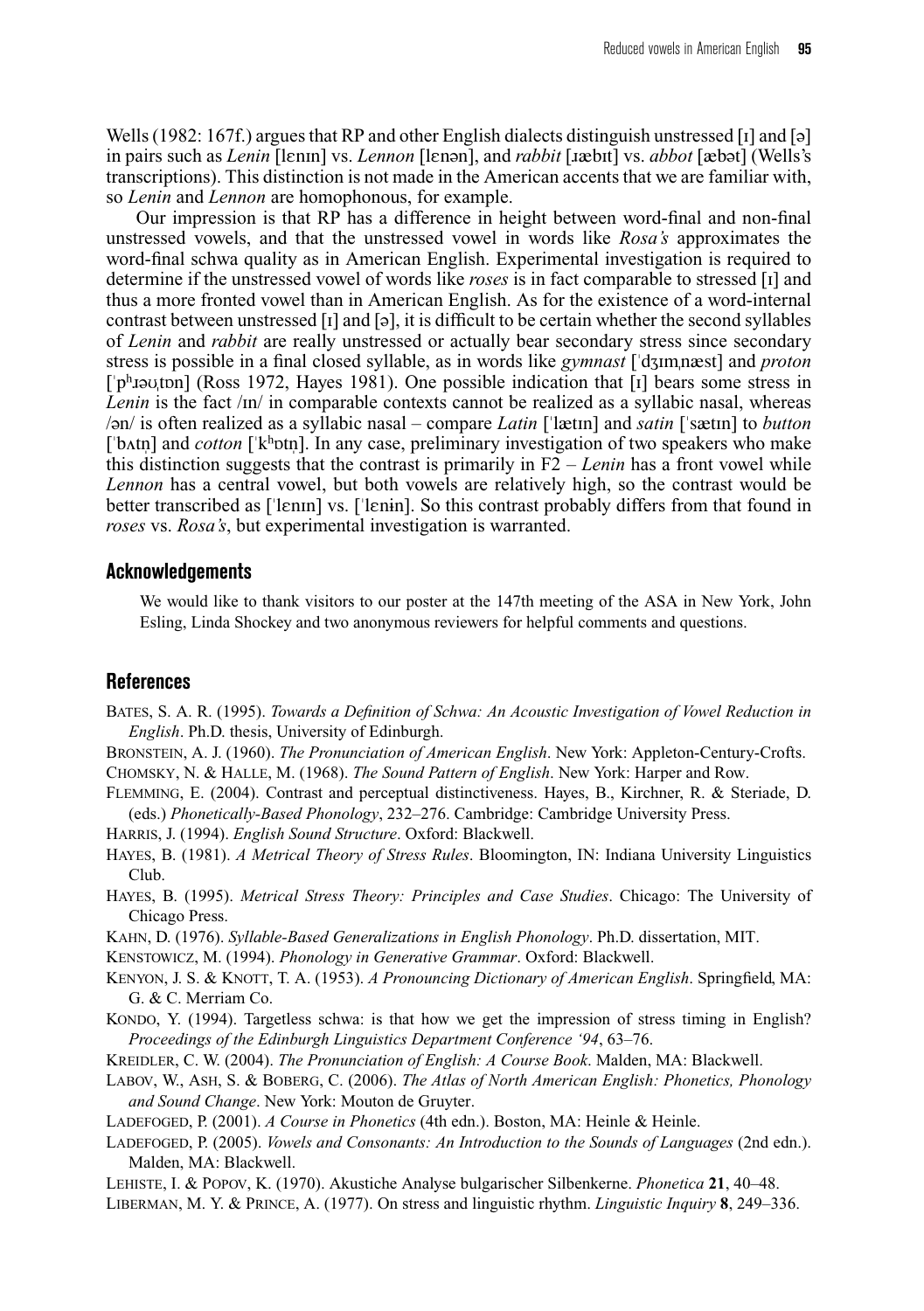Wells (1982: 167f.) argues that RP and other English dialects distinguish unstressed [ɪ] and [ə] in pairs such as *Lenin* [lɛnɪn] vs. *Lennon* [lɛnən], and *rabbit* [ɹæbɪt] vs. *abbot* [æbət] (Wells's transcriptions). This distinction is not made in the American accents that we are familiar with, so *Lenin* and *Lennon* are homophonous, for example.

Our impression is that RP has a difference in height between word-final and non-final unstressed vowels, and that the unstressed vowel in words like *Rosa's* approximates the word-final schwa quality as in American English. Experimental investigation is required to determine if the unstressed vowel of words like *roses* is in fact comparable to stressed [ɪ] and thus a more fronted vowel than in American English. As for the existence of a word-internal contrast between unstressed [ɪ] and [ə], it is difficult to be certain whether the second syllables of *Lenin* and *rabbit* are really unstressed or actually bear secondary stress since secondary stress is possible in a final closed syllable, as in words like *gymnast* [ˈdʒɪmˌnæst] and *proton* [ˈpʰɹəʊˌtɒn] (Ross 1972, Hayes 1981). One possible indication that [ɪ] bears some stress in *Lenin* is the fact /ɪn/ in comparable contexts cannot be realized as a syllabic nasal, whereas /ən/ is often realized as a syllabic nasal – compare *Latin* [ˈlætɪn] and *satin* [ˈsætɪn] to *button* [ˈbʌtn̩] and *cotton* [ˈkʰɒtn̩]. In any case, preliminary investigation of two speakers who make this distinction suggests that the contrast is primarily in F2 – *Lenin* has a front vowel while *Lennon* has a central vowel, but both vowels are relatively high, so the contrast would be better transcribed as [ˈlɛnɪn] vs. [ˈlɛnɨn]. So this contrast probably differs from that found in *roses* vs. *Rosa's*, but experimental investigation is warranted.

## Acknowledgements

We would like to thank visitors to our poster at the 147th meeting of the ASA in New York, John Esling, Linda Shockey and two anonymous reviewers for helpful comments and questions.

## References

Bates, S. A. R. (1995). *Towards a Definition of Schwa: An Acoustic Investigation of Vowel Reduction in English*. Ph.D. thesis, University of Edinburgh.

Bronstein, A. J. (1960). *The Pronunciation of American English*. New York: Appleton-Century-Crofts.

Chomsky, N. & Halle, M. (1968). *The Sound Pattern of English*. New York: Harper and Row.

Flemming, E. (2004). Contrast and perceptual distinctiveness. Hayes, B., Kirchner, R. & Steriade, D. (eds.) *Phonetically-Based Phonology*, 232–276. Cambridge: Cambridge University Press.

Harris, J. (1994). *English Sound Structure*. Oxford: Blackwell.

Hayes, B. (1981). *A Metrical Theory of Stress Rules*. Bloomington, IN: Indiana University Linguistics Club.

Hayes, B. (1995). *Metrical Stress Theory: Principles and Case Studies*. Chicago: The University of Chicago Press.

Kahn, D. (1976). *Syllable-Based Generalizations in English Phonology*. Ph.D. dissertation, MIT.

Kenstowicz, M. (1994). *Phonology in Generative Grammar*. Oxford: Blackwell.

Kenyon, J. S. & Knott, T. A. (1953). *A Pronouncing Dictionary of American English*. Springfield, MA: G. & C. Merriam Co.

Kondo, Y. (1994). Targetless schwa: is that how we get the impression of stress timing in English? *Proceedings of the Edinburgh Linguistics Department Conference '94*, 63–76.

Kreidler, C. W. (2004). *The Pronunciation of English: A Course Book*. Malden, MA: Blackwell.

Labov, W., Ash, S. & Boberg, C. (2006). *The Atlas of North American English: Phonetics, Phonology and Sound Change*. New York: Mouton de Gruyter.

Ladefoged, P. (2001). *A Course in Phonetics* (4th edn.). Boston, MA: Heinle & Heinle.

Ladefoged, P. (2005). *Vowels and Consonants: An Introduction to the Sounds of Languages* (2nd edn.). Malden, MA: Blackwell.

Lehiste, I. & Popov, K. (1970). Akustiche Analyse bulgarischer Silbenkerne. *Phonetica* **21**, 40–48.

Liberman, M. Y. & Prince, A. (1977). On stress and linguistic rhythm. *Linguistic Inquiry* **8**, 249–336.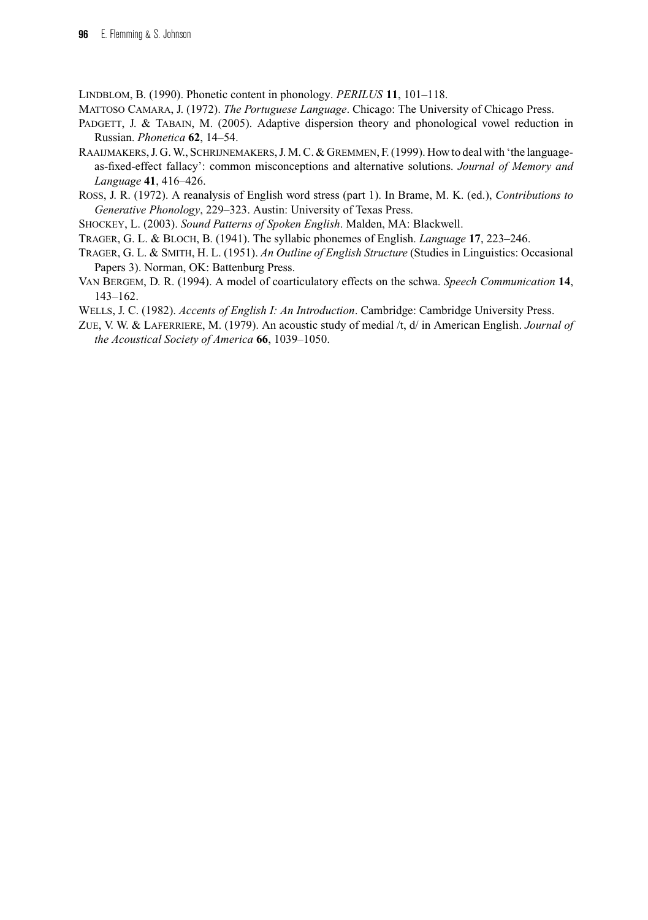LINDBLOM, B. (1990). Phonetic content in phonology. *PERILUS* **11**, 101–118.

MATTOSO CAMARA, J. (1972). *The Portuguese Language*. Chicago: The University of Chicago Press.

PADGETT, J. & TABAIN, M. (2005). Adaptive dispersion theory and phonological vowel reduction in Russian. *Phonetica* **62**, 14–54.

RAAIJMAKERS, J. G. W., SCHRIJNEMAKERS, J. M. C. & GREMMEN, F. (1999). How to deal with 'the language-as-fixed-effect fallacy': common misconceptions and alternative solutions. *Journal of Memory and Language* **41**, 416–426.

ROSS, J. R. (1972). A reanalysis of English word stress (part 1). In Brame, M. K. (ed.), *Contributions to Generative Phonology*, 229–323. Austin: University of Texas Press.

SHOCKEY, L. (2003). *Sound Patterns of Spoken English*. Malden, MA: Blackwell.

TRAGER, G. L. & BLOCH, B. (1941). The syllabic phonemes of English. *Language* **17**, 223–246.

TRAGER, G. L. & SMITH, H. L. (1951). *An Outline of English Structure* (Studies in Linguistics: Occasional Papers 3). Norman, OK: Battenburg Press.

VAN BERGEM, D. R. (1994). A model of coarticulatory effects on the schwa. *Speech Communication* **14**, 143–162.

WELLS, J. C. (1982). *Accents of English I: An Introduction*. Cambridge: Cambridge University Press.

ZUE, V. W. & LAFERRIERE, M. (1979). An acoustic study of medial /t, d/ in American English. *Journal of the Acoustical Society of America* **66**, 1039–1050.